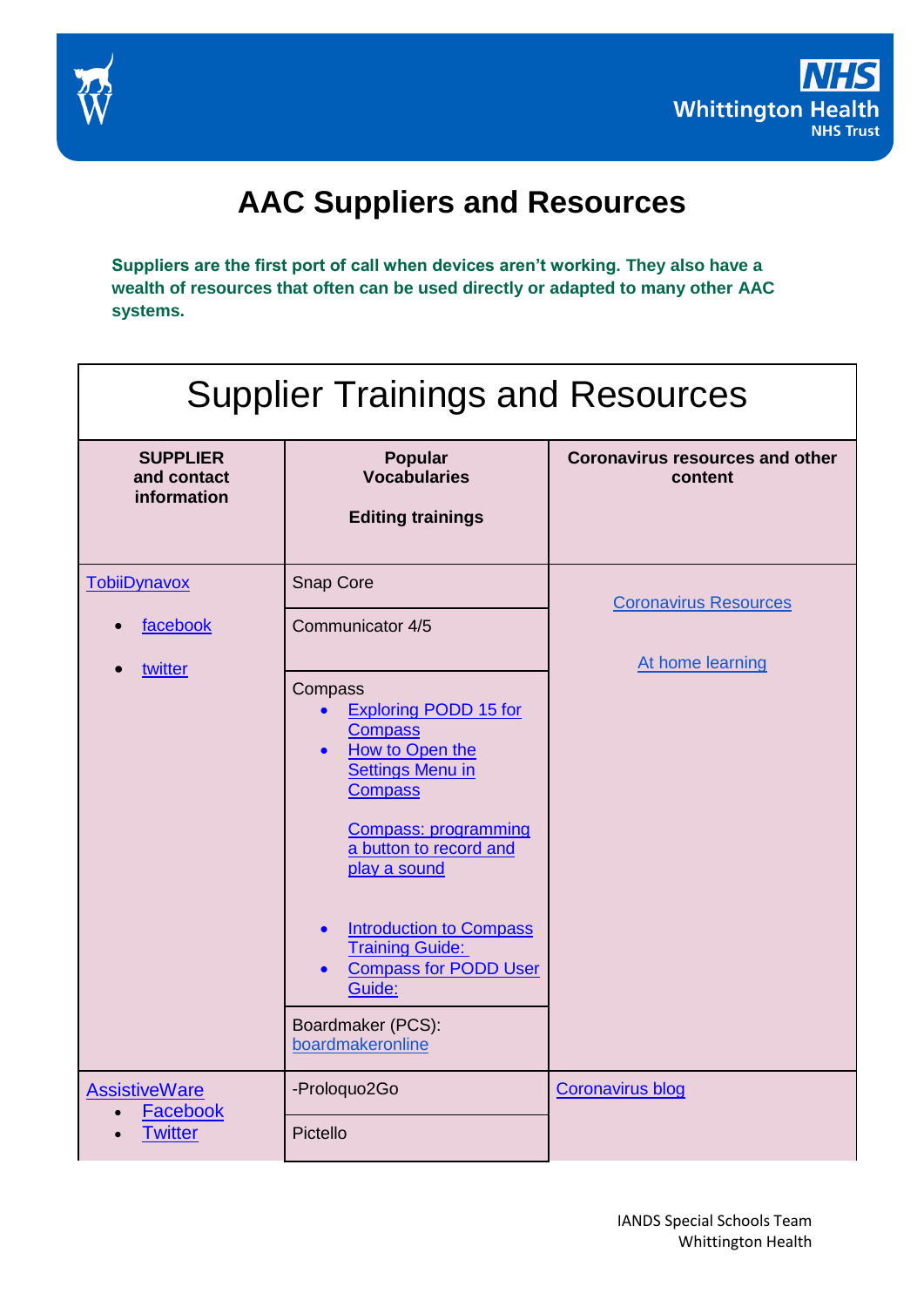# AAC Suppliers and Resources

**Suppliers are the first port of call when devices aren't working. They also have a wealth of resources that often can be used directly or adapted to many other AAC systems.**

## Supplier Trainings and Resources

| SUPPLIER and contact information | Popular Vocabularies<br><br>Editing trainings | Coronavirus resources and other content |
|---|---|---|
| TobiiDynavox<br>• facebook<br>• twitter | Snap Core | Coronavirus Resources<br><br>At home learning |
| | Communicator 4/5 | |
| | Compass<br>• Exploring PODD 15 for Compass<br>• How to Open the Settings Menu in Compass<br><br>Compass: programming a button to record and play a sound<br><br>• Introduction to Compass Training Guide:<br>• Compass for PODD User Guide: | |
| | Boardmaker (PCS): boardmakeronline | |
| AssistiveWare<br>• Facebook<br>• Twitter | -Proloquo2Go | Coronavirus blog |
| | Pictello | |

IANDS Special Schools Team
Whittington Health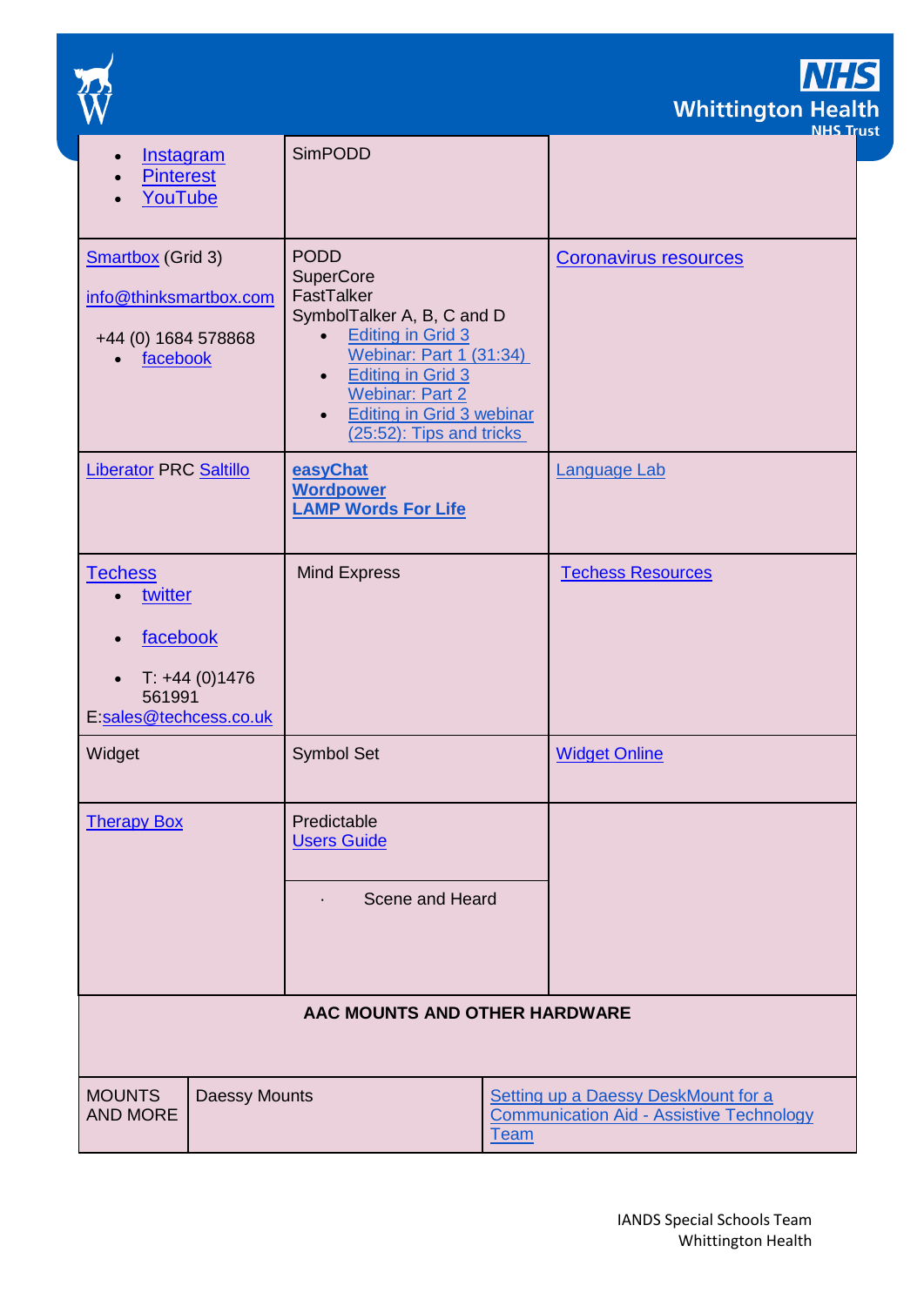| | | |
|---|---|---|
| • Instagram<br>• Pinterest<br>• YouTube | SimPODD | |
| Smartbox (Grid 3)<br><br>info@thinksmartbox.com<br><br>+44 (0) 1684 578868<br>• facebook | PODD<br>SuperCore<br>FastTalker<br>SymbolTalker A, B, C and D<br>• Editing in Grid 3 Webinar: Part 1 (31:34)<br>• Editing in Grid 3 Webinar: Part 2<br>• Editing in Grid 3 webinar (25:52): Tips and tricks | Coronavirus resources |
| Liberator PRC Saltillo | **easyChat**<br>**Wordpower**<br>**LAMP Words For Life** | Language Lab |
| Techess<br>• twitter<br>• facebook<br>• T: +44 (0)1476 561991<br>E:sales@techcess.co.uk | Mind Express | Techess Resources |
| Widget | Symbol Set | Widget Online |
| Therapy Box | Predictable<br>Users Guide<br><br>· Scene and Heard | |

**AAC MOUNTS AND OTHER HARDWARE**

| | | |
|---|---|---|
| MOUNTS AND MORE | Daessy Mounts | Setting up a Daessy DeskMount for a Communication Aid - Assistive Technology Team |

IANDS Special Schools Team
Whittington Health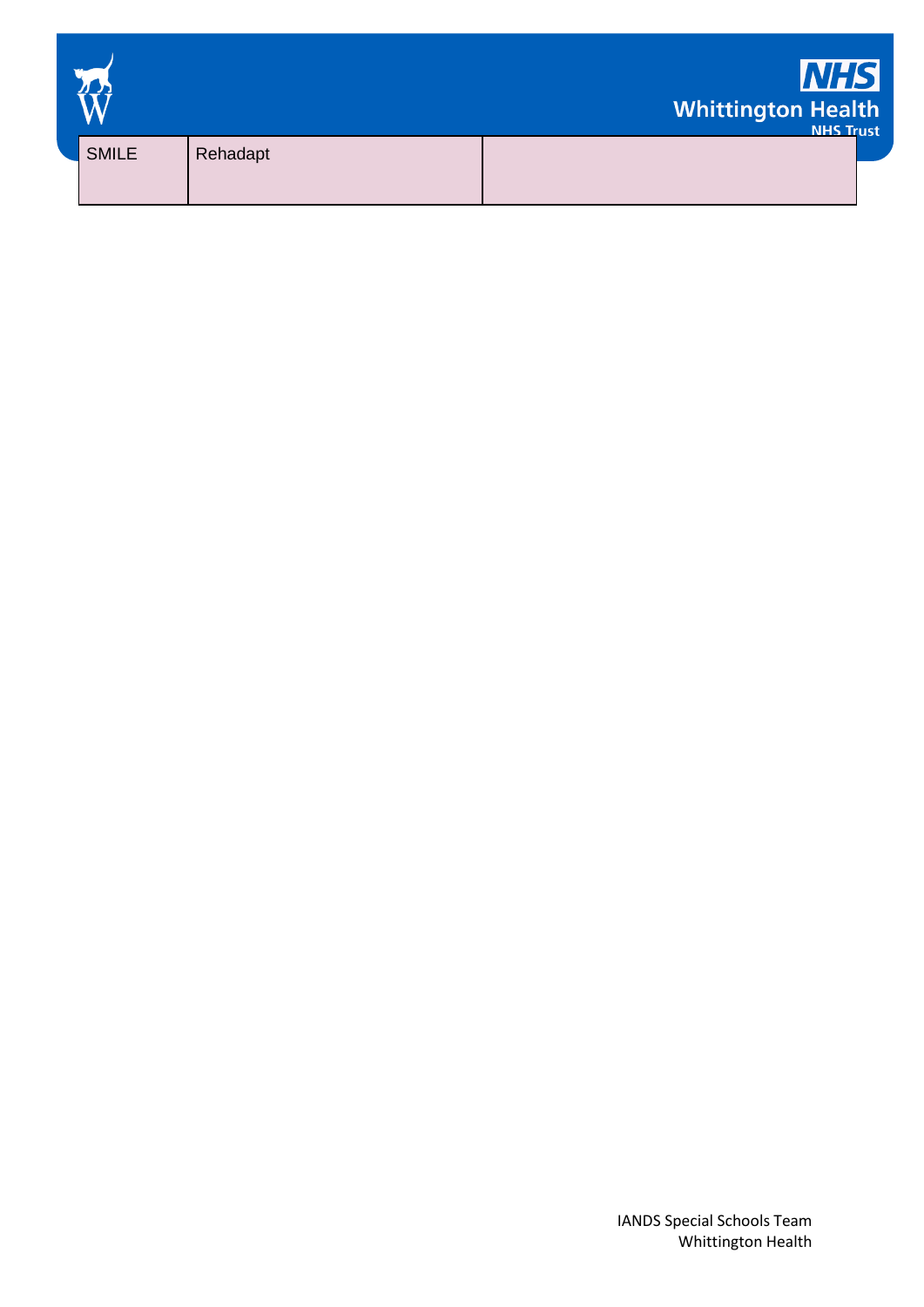| | | |
|---|---|---|
| SMILE | Rehadapt | |